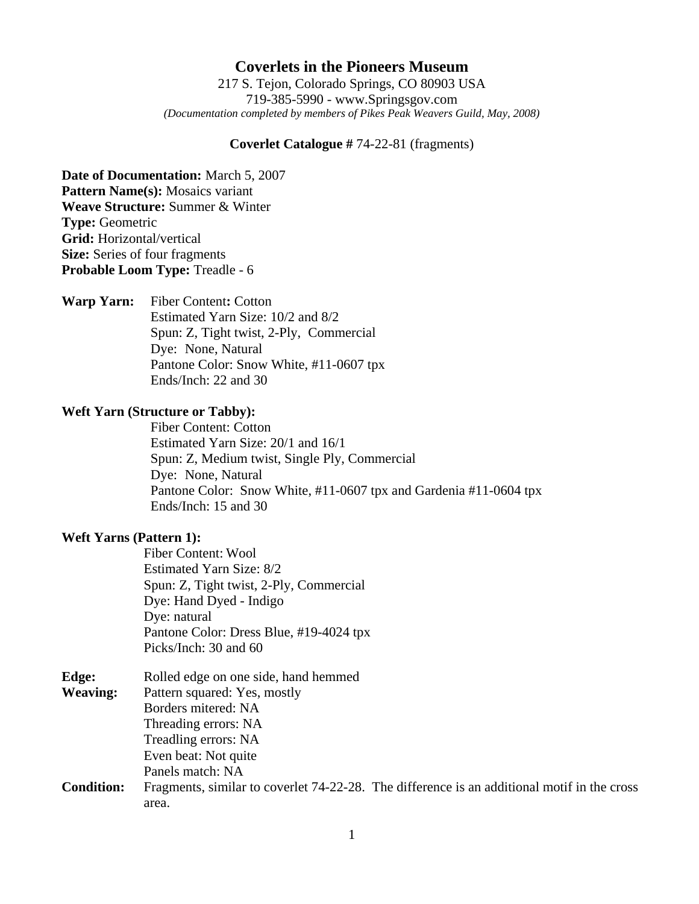# Coverlets in the Pioneers Museum

217 S. Tejon, Colorado Springs, CO 80903 USA
719-385-5990 - www.Springsgov.com
*(Documentation completed by members of Pikes Peak Weavers Guild, May, 2008)*

**Coverlet Catalogue #** 74-22-81 (fragments)

**Date of Documentation:** March 5, 2007
**Pattern Name(s):** Mosaics variant
**Weave Structure:** Summer & Winter
**Type:** Geometric
**Grid:** Horizontal/vertical
**Size:** Series of four fragments
**Probable Loom Type:** Treadle - 6

**Warp Yarn:** Fiber Content**:** Cotton
Estimated Yarn Size: 10/2 and 8/2
Spun: Z, Tight twist, 2-Ply, Commercial
Dye: None, Natural
Pantone Color: Snow White, #11-0607 tpx
Ends/Inch: 22 and 30

**Weft Yarn (Structure or Tabby):**
Fiber Content: Cotton
Estimated Yarn Size: 20/1 and 16/1
Spun: Z, Medium twist, Single Ply, Commercial
Dye: None, Natural
Pantone Color: Snow White, #11-0607 tpx and Gardenia #11-0604 tpx
Ends/Inch: 15 and 30

**Weft Yarns (Pattern 1):**
Fiber Content: Wool
Estimated Yarn Size: 8/2
Spun: Z, Tight twist, 2-Ply, Commercial
Dye: Hand Dyed - Indigo
Dye: natural
Pantone Color: Dress Blue, #19-4024 tpx
Picks/Inch: 30 and 60

**Edge:** Rolled edge on one side, hand hemmed
**Weaving:** Pattern squared: Yes, mostly
Borders mitered: NA
Threading errors: NA
Treadling errors: NA
Even beat: Not quite
Panels match: NA
**Condition:** Fragments, similar to coverlet 74-22-28. The difference is an additional motif in the cross area.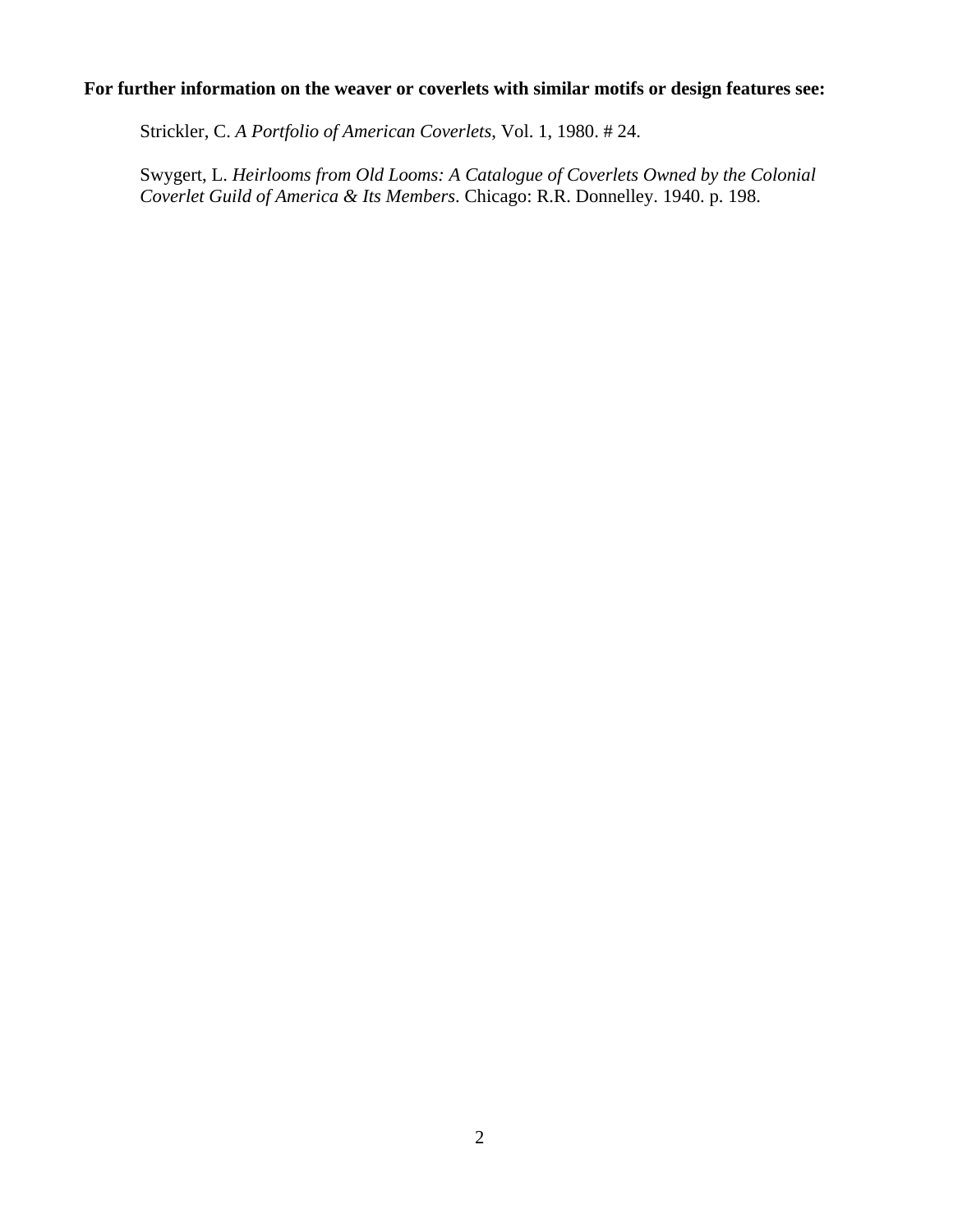**For further information on the weaver or coverlets with similar motifs or design features see:**

Strickler, C. *A Portfolio of American Coverlets*, Vol. 1, 1980. # 24.

Swygert, L. *Heirlooms from Old Looms: A Catalogue of Coverlets Owned by the Colonial Coverlet Guild of America & Its Members*. Chicago: R.R. Donnelley. 1940. p. 198.